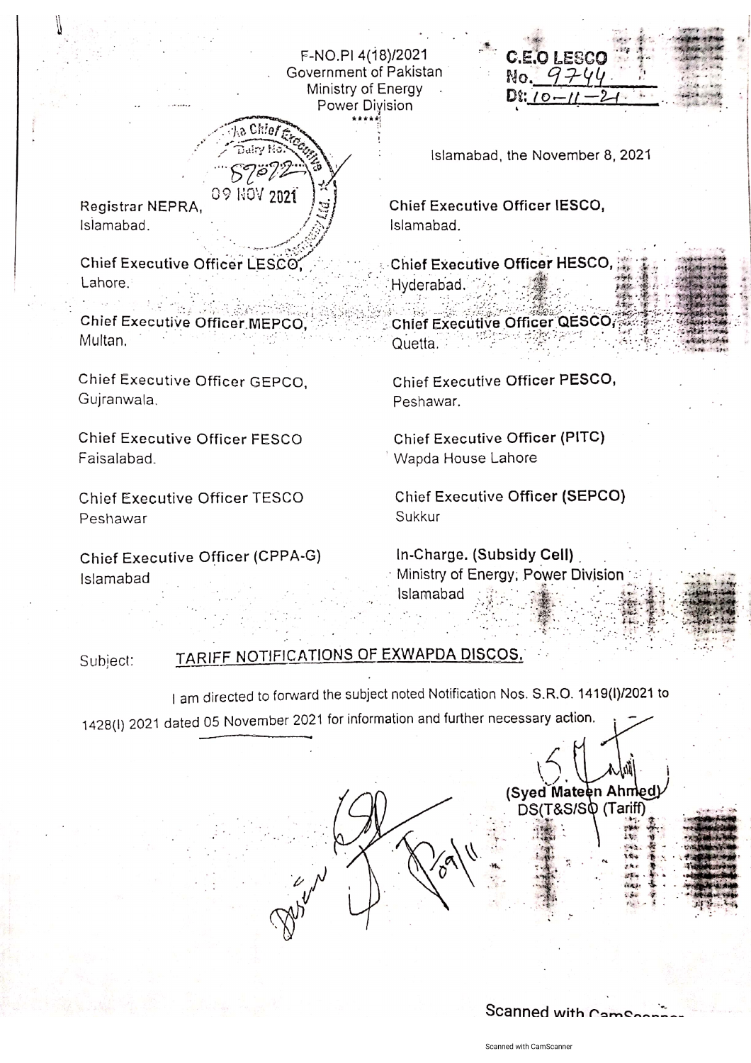F-NO.PI 4(18)/2021
Government of Pakistan
Ministry of Energy
Power Division
*****

C.E.O LESCO
No. 9744
Dt: 10-11-21

The Chief Executive
Dairy No. 8702
09 NOV 2021

Islamabad, the November 8, 2021

Registrar NEPRA,
Islamabad.

Chief Executive Officer IESCO,
Islamabad.

Chief Executive Officer LESCO,
Lahore.

Chief Executive Officer HESCO,
Hyderabad.

Chief Executive Officer MEPCO,
Multan.

Chief Executive Officer QESCO,
Quetta.

Chief Executive Officer GEPCO,
Gujranwala.

Chief Executive Officer PESCO,
Peshawar.

Chief Executive Officer FESCO
Faisalabad.

Chief Executive Officer (PITC)
Wapda House Lahore

Chief Executive Officer TESCO
Peshawar

Chief Executive Officer (SEPCO)
Sukkur

Chief Executive Officer (CPPA-G)
Islamabad

In-Charge. (Subsidy Cell)
Ministry of Energy, Power Division
Islamabad

Subject: TARIFF NOTIFICATIONS OF EXWAPDA DISCOS.

I am directed to forward the subject noted Notification Nos. S.R.O. 1419(I)/2021 to 1428(I) 2021 dated 05 November 2021 for information and further necessary action.

(Syed Mateen Ahmed)
DS(T&S/SO (Tariff)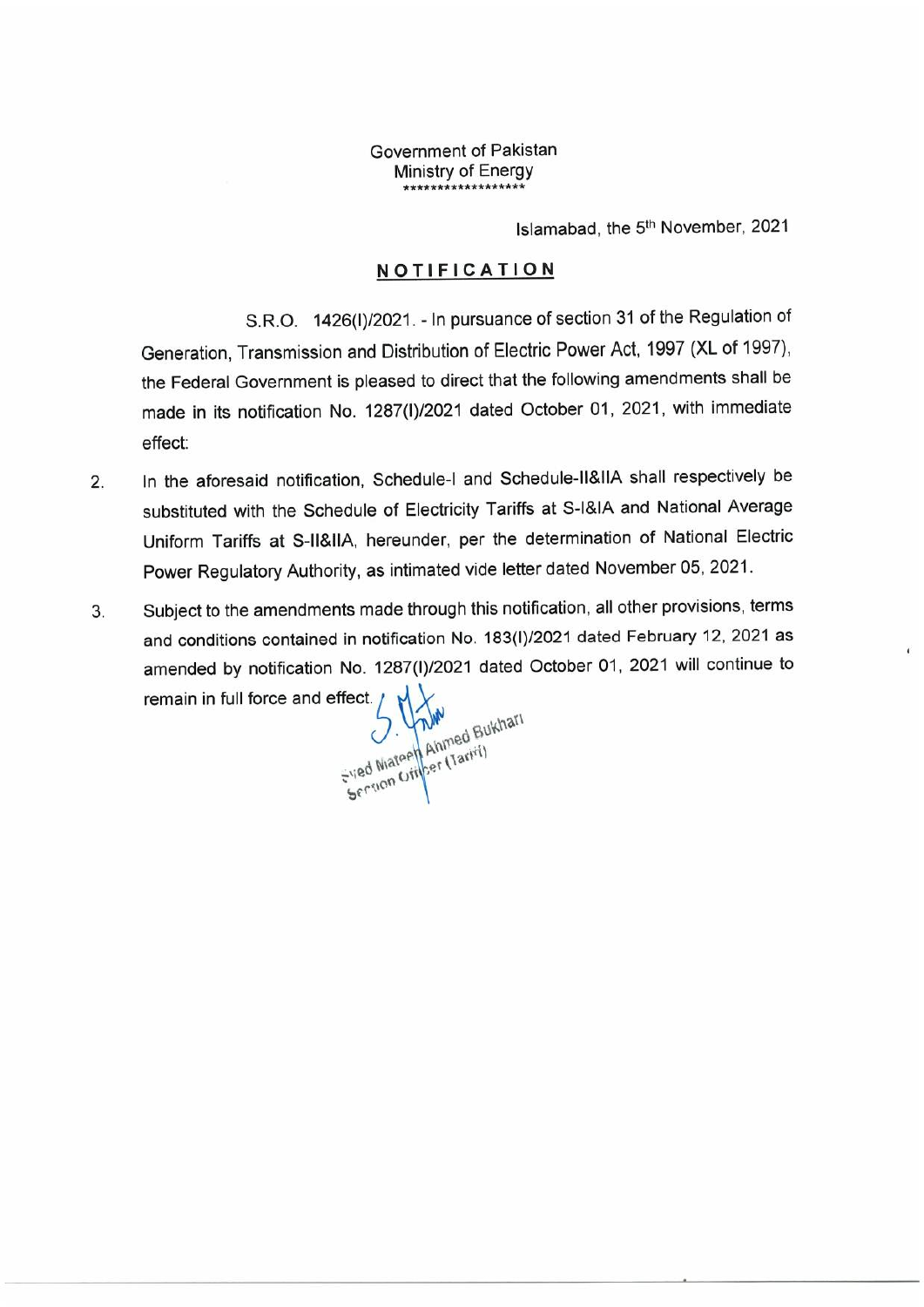Government of Pakistan
Ministry of Energy
******************

Islamabad, the 5th November, 2021

## NOTIFICATION

S.R.O. 1426(I)/2021. - In pursuance of section 31 of the Regulation of Generation, Transmission and Distribution of Electric Power Act, 1997 (XL of 1997), the Federal Government is pleased to direct that the following amendments shall be made in its notification No. 1287(I)/2021 dated October 01, 2021, with immediate effect:

2. In the aforesaid notification, Schedule-I and Schedule-II&IIA shall respectively be substituted with the Schedule of Electricity Tariffs at S-I&IA and National Average Uniform Tariffs at S-II&IIA, hereunder, per the determination of National Electric Power Regulatory Authority, as intimated vide letter dated November 05, 2021.

3. Subject to the amendments made through this notification, all other provisions, terms and conditions contained in notification No. 183(I)/2021 dated February 12, 2021 as amended by notification No. 1287(I)/2021 dated October 01, 2021 will continue to remain in full force and effect.

Syed Mateen Ahmed Bukhari
Section Officer (Tariff)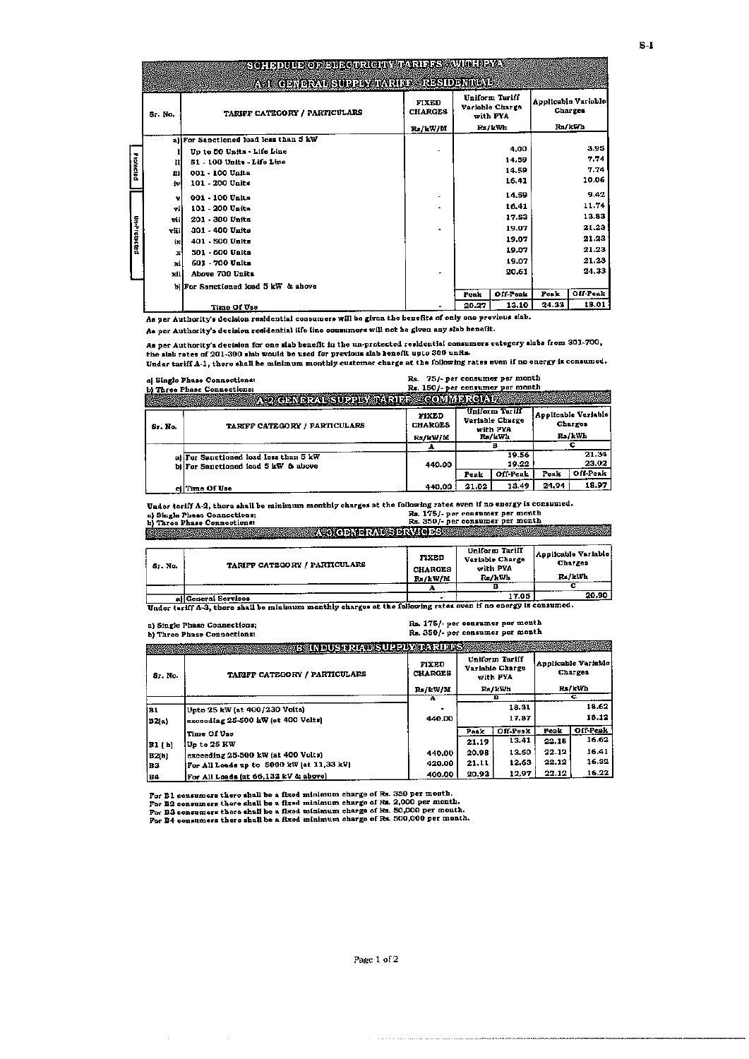# SCHEDULE OF ELECTRICITY TARIFFS - WITH PYA

## A-1 GENERAL SUPPLY TARIFF - RESIDENTIAL

| Sr. No. | TARIFF CATEGORY / PARTICULARS | FIXED CHARGES Rs/kW/M | Uniform Tariff Variable Charge with PYA Rs/kWh | | Applicable Variable Charges Rs/kWh | |
|---|---|---|---|---|---|---|
| a) | For Sanctioned load less than 5 kW | | | | | |
| i | Up to 50 Units - Life Line | - | | 4.00 | | 3.95 |
| ii | 51 - 100 Units - Life Line | | | 14.59 | | 7.74 |
| iii | 001 - 100 Units | | | 14.59 | | 7.74 |
| iv | 101 - 200 Units | | | 16.41 | | 10.06 |
| v | 001 - 100 Units | - | | 14.59 | | 9.42 |
| vi | 101 - 200 Units | - | | 16.41 | | 11.74 |
| vii | 201 - 300 Units | | | 17.53 | | 13.83 |
| viii | 301 - 400 Units | - | | 19.07 | | 21.23 |
| ix | 401 - 500 Units | | | 19.07 | | 21.23 |
| x | 501 - 600 Units | | | 19.07 | | 21.23 |
| xi | 601 - 700 Units | | | 19.07 | | 21.23 |
| xii | Above 700 Units | - | | 20.61 | | 24.33 |
| b) | For Sanctioned load 5 kW & above | | Peak | Off-Peak | Peak | Off-Peak |
| | Time Of Use | - | 20.27 | 13.10 | 24.33 | 18.01 |

Protected: i – iv; Un-Protected: v – xii

As per Authority's decision residential consumers will be given the benefits of only one previous slab.

As per Authority's decision residential life line consumers will not be given any slab benefit.

As per Authority's decision for one slab benefit in the un-protected residential consumers category slabs from 301-700, the slab rates of 201-300 slab would be used for previous slab benefit upto 300 units.

Under tariff A-1, there shall be minimum monthly customer charge at the following rates even if no energy is consumed.

a) Single Phase Connections: Rs. 75/- per consumer per month
b) Three Phase Connections: Rs. 150/- per consumer per month

## A-2 GENERAL SUPPLY TARIFF - COMMERCIAL

| Sr. No. | TARIFF CATEGORY / PARTICULARS | FIXED CHARGES Rs/kW/M | Uniform Tariff Variable Charge with PYA Rs/kWh | | Applicable Variable Charges Rs/kWh | |
|---|---|---|---|---|---|---|
| | | A | B | | C | |
| a) | For Sanctioned load less than 5 kW | | | 19.56 | | 21.34 |
| b) | For Sanctioned load 5 kW & above | 440.00 | | 19.22 | | 23.02 |
| | | | Peak | Off-Peak | Peak | Off-Peak |
| c) | Time Of Use | 440.00 | 21.02 | 13.49 | 24.94 | 18.97 |

Under tariff A-2, there shall be minimum monthly charges at the following rates even if no energy is consumed.

a) Single Phase Connections: Rs. 175/- per consumer per month
b) Three Phase Connections: Rs. 350/- per consumer per month

## A-3 GENERAL SERVICES

| Sr. No. | TARIFF CATEGORY / PARTICULARS | FIXED CHARGES Rs/kW/M | Uniform Tariff Variable Charge with PYA Rs/kWh | Applicable Variable Charges Rs/kWh |
|---|---|---|---|---|
| | | A | B | C |
| a) | General Services | - | 17.05 | 20.90 |

Under tariff A-3, there shall be minimum monthly charges at the following rates even if no energy is consumed.

a) Single Phase Connections: Rs. 175/- per consumer per month
b) Three Phase Connections: Rs. 350/- per consumer per month

## B INDUSTRIAL SUPPLY TARIFFS

| Sr. No. | TARIFF CATEGORY / PARTICULARS | FIXED CHARGES Rs/kW/M | Uniform Tariff Variable Charge with PYA Rs/kWh | | Applicable Variable Charges Rs/kWh | |
|---|---|---|---|---|---|---|
| | | A | B | | C | |
| B1 | Upto 25 kW (at 400/230 Volts) | - | | 18.31 | | 18.62 |
| B2(a) | exceeding 25-500 kW (at 400 Volts) | 440.00 | | 17.87 | | 18.12 |
| | Time Of Use | | Peak | Off-Peak | Peak | Off-Peak |
| B1 ( b) | Up to 25 KW | | 21.19 | 13.41 | 22.18 | 16.62 |
| B2(b) | exceeding 25-500 kW (at 400 Volts) | 440.00 | 20.98 | 13.50 | 22.12 | 16.41 |
| B3 | For All Loads up to 5000 kW (at 11,33 kV) | 420.00 | 21.11 | 12.63 | 22.12 | 16.32 |
| B4 | For All Loads (at 66,132 kV & above) | 400.00 | 20.93 | 12.97 | 22.12 | 16.22 |

For B1 consumers there shall be a fixed minimum charge of Rs. 350 per month.
For B2 consumers there shall be a fixed minimum charge of Rs. 2,000 per month.
For B3 consumers there shall be a fixed minimum charge of Rs. 50,000 per month.
For B4 consumers there shall be a fixed minimum charge of Rs. 500,000 per month.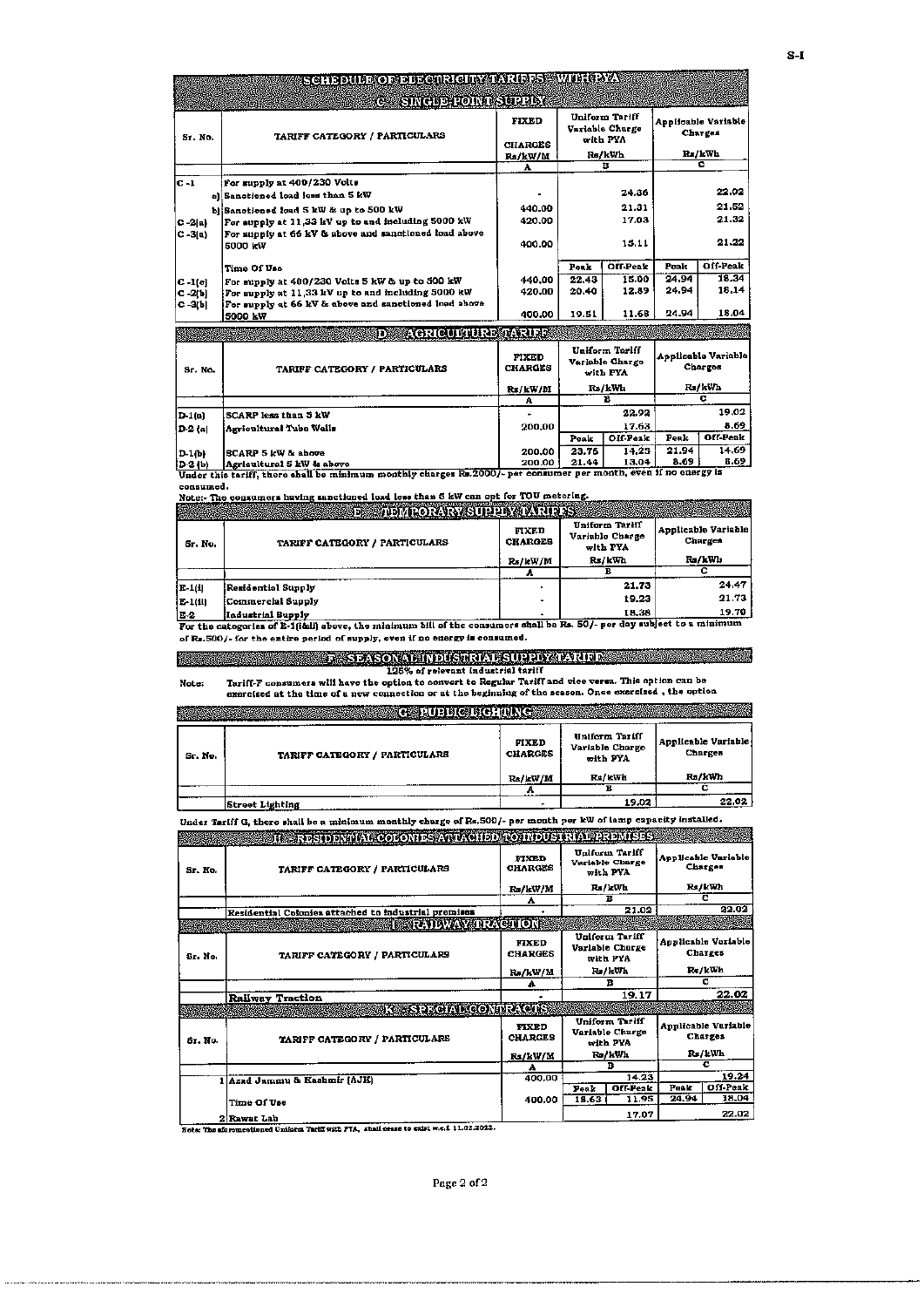## SCHEDULE OF ELECTRICITY TARIFFS - WITH PYA

### C- SINGLE-POINT SUPPLY

| Sr. No. | TARIFF CATEGORY / PARTICULARS | FIXED CHARGES Rs/kW/M | Uniform Tariff Variable Charge with PYA Rs/kWh | | Applicable Variable Charges Rs/kWh | |
|---|---|---|---|---|---|---|
| | | A | B | | C | |
| C -1 | For supply at 400/230 Volts | | | | | |
| | a) Sanctioned load less than 5 kW | - | 24.36 | | 22.02 | |
| | b) Sanctioned load 5 kW & up to 500 kW | 440.00 | 21.31 | | 21.52 | |
| C -2(a) | For supply at 11,33 kV up to and including 5000 kW | 420.00 | 17.03 | | 21.32 | |
| C -3(a) | For supply at 66 kV & above and sanctioned load above 5000 kW | 400.00 | 15.11 | | 21.22 | |
| | Time Of Use | | Peak | Off-Peak | Peak | Off-Peak |
| C -1(c) | For supply at 400/230 Volts 5 kW & up to 500 kW | 440.00 | 22.43 | 15.00 | 24.94 | 18.34 |
| C -2(b) | For supply at 11,33 kV up to and including 5000 kW | 420.00 | 20.40 | 12.89 | 24.94 | 18.14 |
| C -3(b) | For supply at 66 kV & above and sanctioned load above 5000 kW | 400.00 | 19.51 | 11.68 | 24.94 | 18.04 |

### D- AGRICULTURE TARIFF

| Sr. No. | TARIFF CATEGORY / PARTICULARS | FIXED CHARGES Rs/kW/M | Uniform Tariff Variable Charge with PYA Rs/kWh | | Applicable Variable Charges Rs/kWh | |
|---|---|---|---|---|---|---|
| | | A | B | | C | |
| D-1(a) | SCARP less than 5 kW | - | 22.92 | | 19.02 | |
| D-2 (a) | Agricultural Tube Wells | 200.00 | 17.63 | | 8.69 | |
| | | | Peak | Off-Peak | Peak | Off-Peak |
| D-1(b) | SCARP 5 kW & above | 200.00 | 23.75 | 14.23 | 21.94 | 14.69 |
| D-2 (b) | Agricultural 5 kW & above | 200.00 | 21.44 | 13.04 | 8.69 | 8.69 |

Under this tariff, there shall be minimum monthly charges Rs.2000/- per consumer per month, even if no energy is consumed.

Note:- The consumers having sanctioned load less than 5 kW can opt for TOU metering.

### E- TEMPORARY SUPPLY TARIFFS

| Sr. No. | TARIFF CATEGORY / PARTICULARS | FIXED CHARGES Rs/kW/M | Uniform Tariff Variable Charge with PYA Rs/kWh | Applicable Variable Charges Rs/kWh |
|---|---|---|---|---|
| | | A | B | C |
| E-1(i) | Residential Supply | - | 21.73 | 24.47 |
| E-1(ii) | Commercial Supply | - | 19.23 | 21.73 |
| E-2 | Industrial Supply | - | 18.38 | 19.79 |

For the categories of E-1(i&ii) above, the minimum bill of the consumers shall be Rs. 50/- per day subject to a minimum of Rs.500/- for the entire period of supply, even if no energy is consumed.

### F- SEASONAL INDUSTRIAL SUPPLY TARIFF

125% of relevant industrial tariff

Note: Tariff-F consumers will have the option to convert to Regular Tariff and vice versa. This option can be exercised at the time of a new connection or at the beginning of the season. Once exercised , the option

### G- PUBLIC LIGHTING

| Sr. No. | TARIFF CATEGORY / PARTICULARS | FIXED CHARGES Rs/kW/M | Uniform Tariff Variable Charge with PYA Rs/kWh | Applicable Variable Charges Rs/kWh |
|---|---|---|---|---|
| | | A | B | C |
| | Street Lighting | - | 19.02 | 22.02 |

Under Tariff G, there shall be a minimum monthly charge of Rs.500/- per month per kW of lamp capacity installed.

### H - RESIDENTIAL COLONIES ATTACHED TO INDUSTRIAL PREMISES

| Sr. No. | TARIFF CATEGORY / PARTICULARS | FIXED CHARGES Rs/kW/M | Uniform Tariff Variable Charge with PYA Rs/kWh | Applicable Variable Charges Rs/kWh |
|---|---|---|---|---|
| | | A | B | C |
| | Residential Colonies attached to industrial premises | - | 21.02 | 22.02 |

### I - RAILWAY TRACTION

| Sr. No. | TARIFF CATEGORY / PARTICULARS | FIXED CHARGES Rs/kW/M | Uniform Tariff Variable Charge with PYA Rs/kWh | Applicable Variable Charges Rs/kWh |
|---|---|---|---|---|
| | | A | B | C |
| | Railway Traction | - | 19.17 | 22.02 |

### K - SPECIAL CONTRACTS

| Sr. No. | TARIFF CATEGORY / PARTICULARS | FIXED CHARGES Rs/kW/M | Uniform Tariff Variable Charge with PYA Rs/kWh | | Applicable Variable Charges Rs/kWh | |
|---|---|---|---|---|---|---|
| | | A | B | | C | |
| 1 | Azad Jammu & Kashmir (AJK) | 400.00 | 14.23 | | 19.24 | |
| | | | Peak | Off-Peak | Peak | Off-Peak |
| | Time Of Use | 400.00 | 18.63 | 11.95 | 24.94 | 18.04 |
| 2 | Rawat Lab | | 17.07 | | 22.02 | |

Note: The aforementioned Uniform Tariff with PYA, shall cease to exist w.e.f. 11.02.2022.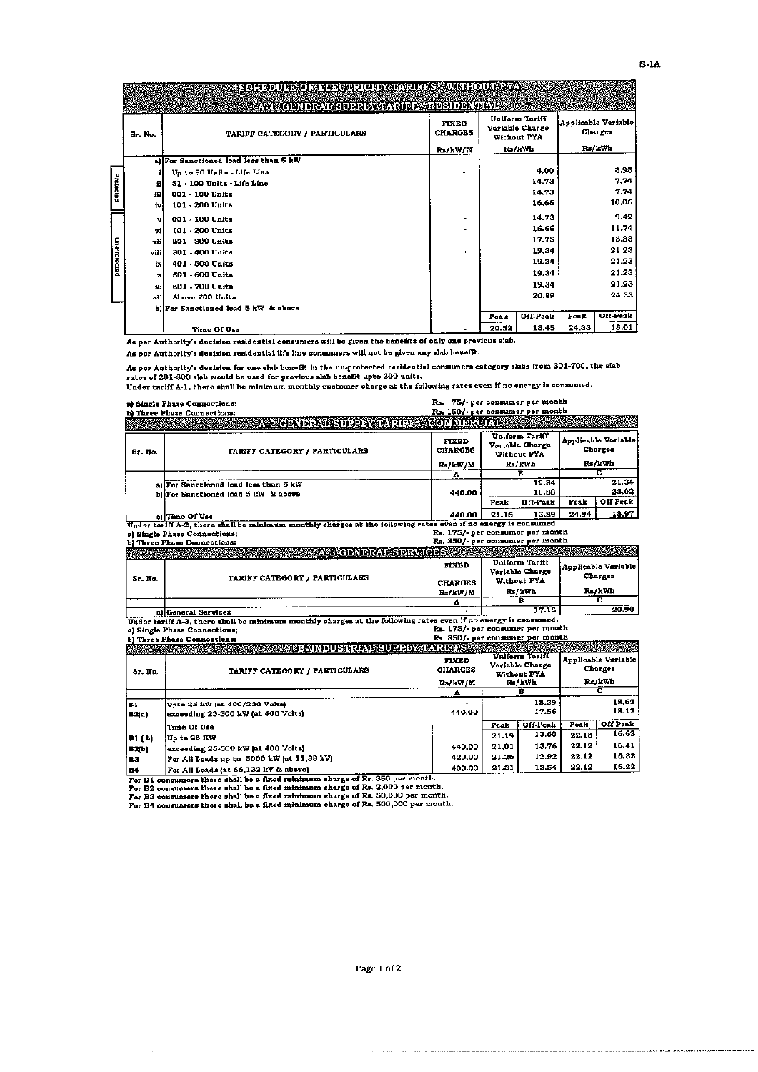S-IA

# SCHEDULE OF ELECTRICITY TARIFFS - WITHOUT PYA

## A-1 GENERAL SUPPLY TARIFF - RESIDENTIAL

| | Sr. No. | TARIFF CATEGORY / PARTICULARS | FIXED CHARGES | Uniform Tariff Variable Charge Without PYA | | Applicable Variable Charges | |
|---|---|---|---|---|---|---|---|
| | | | Rs/kW/M | Rs/kWh | | Rs/kWh | |
| | a) | For Sanctioned load less than 5 kW | | | | | |
| Protected | i | Up to 50 Units - Life Line | - | | 4.00 | | 3.95 |
| Protected | ii | 51 - 100 Units - Life Line | | | 14.73 | | 7.74 |
| Protected | iii | 001 - 100 Units | | | 14.73 | | 7.74 |
| Protected | iv | 101 - 200 Units | | | 16.66 | | 10.06 |
| Un-Protected | v | 001 - 100 Units | - | | 14.73 | | 9.42 |
| Un-Protected | vi | 101 - 200 Units | - | | 16.66 | | 11.74 |
| Un-Protected | vii | 201 - 300 Units | | | 17.75 | | 13.83 |
| Un-Protected | viii | 301 - 400 Units | - | | 19.34 | | 21.23 |
| Un-Protected | ix | 401 - 500 Units | | | 19.34 | | 21.23 |
| Un-Protected | x | 501 - 600 Units | | | 19.34 | | 21.23 |
| Un-Protected | xi | 601 - 700 Units | | | 19.34 | | 21.23 |
| Un-Protected | xii | Above 700 Units | - | | 20.39 | | 24.33 |
| | b) | For Sanctioned load 5 kW & above | | | | | |
| | | | | Peak | Off-Peak | Peak | Off-Peak |
| | | Time Of Use | - | 20.52 | 13.45 | 24.33 | 18.01 |

As per Authority's decision residential consumers will be given the benefits of only one previous slab.

As per Authority's decision residential life line consumers will not be given any slab benefit.

As per Authority's decision for one slab benefit in the un-protected residential consumers category slabs from 301-700, the slab rates of 201-300 slab would be used for previous slab benefit upto 300 units.

Under tariff A-1, there shall be minimum monthly customer charge at the following rates even if no energy is consumed.

a) Single Phase Connections: Rs. 75/- per consumer per month
b) Three Phase Connections: Rs. 150/- per consumer per month

## A-2 GENERAL SUPPLY TARIFF - COMMERCIAL

| Sr. No. | TARIFF CATEGORY / PARTICULARS | FIXED CHARGES | Uniform Tariff Variable Charge Without PYA | | Applicable Variable Charges | |
|---|---|---|---|---|---|---|
| | | Rs/kW/M | Rs/kWh | | Rs/kWh | |
| | | A | B | | C | |
| a) | For Sanctioned load less than 5 kW | | | 19.84 | | 21.34 |
| b) | For Sanctioned load 5 kW & above | 440.00 | | 16.88 | | 23.02 |
| | | | Peak | Off-Peak | Peak | Off-Peak |
| c) | Time Of Use | 440.00 | 21.16 | 13.89 | 24.94 | 18.97 |

Under tariff A-2, there shall be minimum monthly charges at the following rates even if no energy is consumed.

a) Single Phase Connections; Rs. 175/- per consumer per month
b) Three Phase Connections: Rs. 350/- per consumer per month

## A-3 GENERAL SERVICES

| Sr. No. | TARIFF CATEGORY / PARTICULARS | FIXED CHARGES | Uniform Tariff Variable Charge Without PYA | Applicable Variable Charges |
|---|---|---|---|---|
| | | Rs/kW/M | Rs/kWh | Rs/kWh |
| | | A | B | C |
| a) | General Services | - | 17.15 | 20.90 |

Under tariff A-3, there shall be minimum monthly charges at the following rates even if no energy is consumed.

a) Single Phase Connections; Rs. 175/- per consumer per month
b) Three Phase Connections: Rs. 350/- per consumer per month

## B INDUSTRIAL SUPPLY TARIFFS

| Sr. No. | TARIFF CATEGORY / PARTICULARS | FIXED CHARGES | Uniform Tariff Variable Charge Without PYA | | Applicable Variable Charges | |
|---|---|---|---|---|---|---|
| | | Rs/kW/M | Rs/kWh | | Rs/kWh | |
| | | A | B | | C | |
| B1 | Upto 25 kW (at 400/230 Volts) | - | | 18.39 | | 18.62 |
| B2(a) | exceeding 25-500 kW (at 400 Volts) | 440.00 | | 17.56 | | 18.12 |
| | Time Of Use | | Peak | Off-Peak | Peak | Off-Peak |
| B1 (b) | Up to 25 KW | | 21.19 | 13.60 | 22.18 | 16.62 |
| B2(b) | exceeding 25-500 KW (at 400 Volts) | 440.00 | 21.01 | 13.76 | 22.12 | 16.41 |
| B3 | For All Loads up to 5000 kW (at 11,33 kV) | 420.00 | 21.26 | 12.92 | 22.12 | 16.32 |
| B4 | For All Loads (at 66,132 kV & above) | 400.00 | 21.31 | 13.54 | 22.12 | 16.22 |

For B1 consumers there shall be a fixed minimum charge of Rs. 350 per month.
For B2 consumers there shall be a fixed minimum charge of Rs. 2,000 per month.
For B3 consumers there shall be a fixed minimum charge of Rs. 50,000 per month.
For B4 consumers there shall be a fixed minimum charge of Rs. 500,000 per month.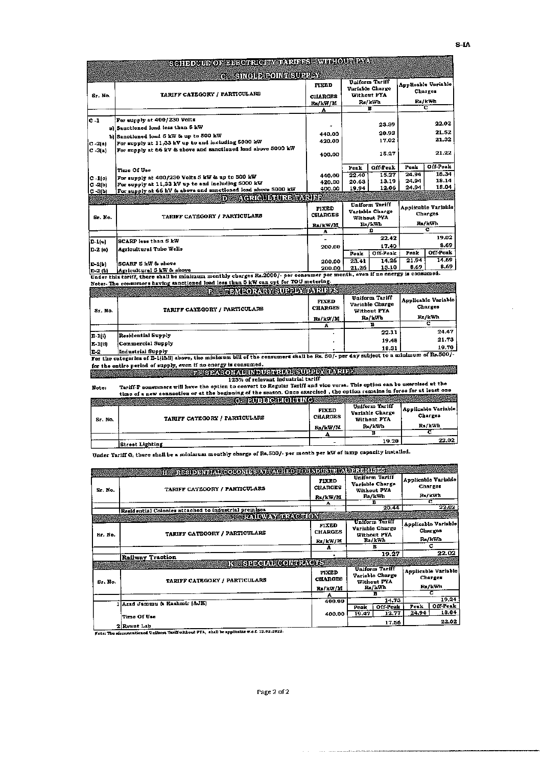# SCHEDULE OF ELECTRICITY TARIFFS - WITHOUT PYA

## C - SINGLE POINT SUPPLY

| Sr. No. | TARIFF CATEGORY / PARTICULARS | FIXED CHARGES Rs/kW/M | Uniform Tariff Variable Charge Without PYA Rs/kWh | | Applicable Variable Charges Rs/kWh | |
|---|---|---|---|---|---|---|
| | | A | B | | C | |
| C -1 | For supply at 400/230 Volts | | | | | |
| | a) Sanctioned load less than 5 kW | - | 23.39 | | 22.02 | |
| | b) Sanctioned load 5 kW & up to 500 kW | 440.00 | 20.93 | | 21.52 | |
| C -2(a) | For supply at 11,33 kV up to and including 5000 kW | 420.00 | 17.02 | | 21.32 | |
| C -3(a) | For supply at 66 kV & above and sanctioned load above 5000 kW | 400.00 | 15.27 | | 21.22 | |
| | Time Of Use | | Peak | Off-Peak | Peak | Off-Peak |
| C -1(c) | For supply at 400/230 Volts 5 kW & up to 500 kW | 440.00 | 22.40 | 15.27 | 24.94 | 18.34 |
| C -2(b) | For supply at 11,33 kV up to and including 5000 kW | 420.00 | 20.63 | 13.19 | 24.94 | 18.14 |
| C -3(b) | For supply at 66 kV & above and sanctioned load above 5000 kW | 400.00 | 19.94 | 12.06 | 24.94 | 18.04 |

## D - AGRICULTURE TARIFF

| Sr. No. | TARIFF CATEGORY / PARTICULARS | FIXED CHARGES Rs/kW/M | Uniform Tariff Variable Charge Without PYA Rs/kWh | | Applicable Variable Charges Rs/kWh | |
|---|---|---|---|---|---|---|
| | | A | B | | C | |
| D-1(a) | SCARP less than 5 kW | - | 22.42 | | 19.02 | |
| D-2 (a) | Agricultural Tube Wells | 200.00 | 17.40 | | 8.69 | |
| | | | Peak | Off-Peak | Peak | Off-Peak |
| D-1(b) | SCARP 5 kW & above | 200.00 | 23.41 | 14.26 | 21.94 | 14.69 |
| D-2 (b) | Agricultural 5 kW & above | 200.00 | 21.26 | 13.10 | 8.69 | 8.69 |

Under this tariff, there shall be minimum monthly charges Rs.2000/- per consumer per month, even if no energy is consumed.
Note- The consumers having sanctioned load less than 5 kW can opt for TOU metering.

## E - TEMPORARY SUPPLY TARIFFS

| Sr. No. | TARIFF CATEGORY / PARTICULARS | FIXED CHARGES Rs/kW/M | Uniform Tariff Variable Charge Without PYA Rs/kWh | Applicable Variable Charges Rs/kWh |
|---|---|---|---|---|
| | | A | B | C |
| E-1(i) | Residential Supply | - | 22.11 | 24.47 |
| E-1(ii) | Commercial Supply | - | 19.48 | 21.73 |
| E-2 | Industrial Supply | - | 18.31 | 19.70 |

For the categories of E-1(i&ii) above, the minimum bill of the consumers shall be Rs. 50/- per day subject to a minimum of Rs.500/- for the entire period of supply, even if no energy is consumed.

## F - SEASONAL INDUSTRIAL SUPPLY TARIFF

125% of relevant industrial tariff

Note: Tariff-F consumers will have the option to convert to Regular Tariff and vice versa. This option can be exercised at the time of a new connection or at the beginning of the season. Once exercised , the option remains in force for at least one

## G - PUBLIC LIGHTING

| Sr. No. | TARIFF CATEGORY / PARTICULARS | FIXED CHARGES Rs/kW/M | Uniform Tariff Variable Charge Without PYA Rs/kWh | Applicable Variable Charges Rs/kWh |
|---|---|---|---|---|
| | | A | B | C |
| | Street Lighting | - | 19.20 | 22.02 |

Under Tariff G, there shall be a minimum monthly charge of Rs.500/- per month per kW of lamp capacity installed.

## H - RESIDENTIAL COLONIES ATTACHED TO INDUSTRIAL PREMISES

| Sr. No. | TARIFF CATEGORY / PARTICULARS | FIXED CHARGES Rs/kW/M | Uniform Tariff Variable Charge Without PYA Rs/kWh | Applicable Variable Charges Rs/kWh |
|---|---|---|---|---|
| | | A | B | C |
| | Residential Colonies attached to industrial premises | | 20.44 | 22.02 |

## I - RAILWAY TRACTION

| Sr. No. | TARIFF CATEGORY / PARTICULARS | FIXED CHARGES Rs/kW/M | Uniform Tariff Variable Charge Without PYA Rs/kWh | Applicable Variable Charges Rs/kWh |
|---|---|---|---|---|
| | | A | B | C |
| | Railway Traction | - | 19.27 | 22.02 |

## K - SPECIAL CONTRACTS

| Sr. No. | TARIFF CATEGORY / PARTICULARS | FIXED CHARGES Rs/kW/M | Uniform Tariff Variable Charge Without PYA Rs/kWh | | Applicable Variable Charges Rs/kWh | |
|---|---|---|---|---|---|---|
| | | A | B | | C | |
| 1 | Azad Jammu & Kashmir (AJK) | 400.00 | 14.73 | | 19.24 | |
| | | | Peak | Off-Peak | Peak | Off-Peak |
| | Time Of Use | 400.00 | 19.47 | 12.77 | 24.94 | 18.04 |
| 2 | Rawat Lab | | 17.56 | | 22.02 | |

Note: The aforementioned Uniform Tariff without PYA, shall be applicable w.e.f. 12.02.2022.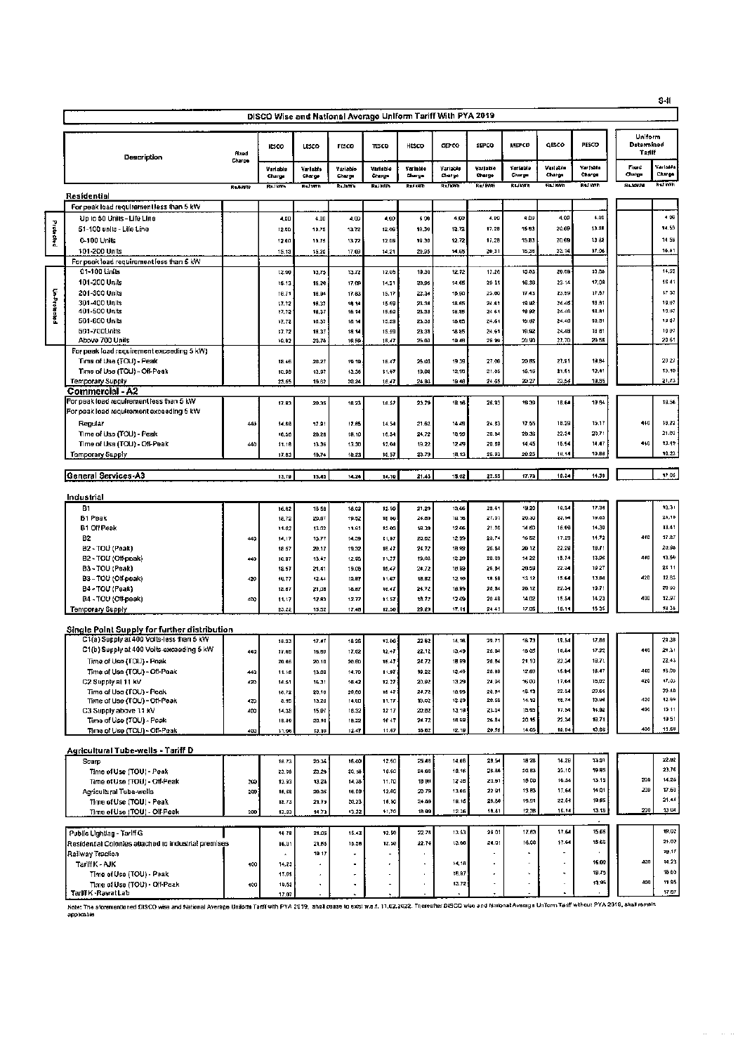S-II

## DISCO Wise and National Average Uniform Tariff With PYA 2019

| Description | Fixed Charge | IESCO | LESCO | FESCO | TESCO | HESCO | GEPCO | SEPCO | MEPCO | QESCO | PESCO | Uniform Determined Tariff | |
|---|---|---|---|---|---|---|---|---|---|---|---|---|---|
| | | Variable Charge | Variable Charge | Variable Charge | Variable Charge | Variable Charge | Variable Charge | Variable Charge | Variable Charge | Variable Charge | Variable Charge | Fixed Charge | Variable Charge |
| | Rs/kW/M | Rs./kWh | Rs./kWh | Rs./kWh | Rs./kWh | Rs./kWh | Rs./kWh | Rs./kWh | Rs./kWh | Rs./kWh | Rs./kWh | Rs./kW/M | Rs./kWh |
| **Residential** | | | | | | | | | | | | | |
| For peak load requirement less than 5 kW | | | | | | | | | | | | | |
| *Protected* Up to 50 Units - Life Line | | 4.00 | 4.00 | 4.00 | 4.00 | 4.00 | 4.00 | 4.00 | 4.00 | 4.00 | 4.00 | | 4.00 |
| *Protected* 51-100 units - Life Line | | 12.60 | 13.75 | 13.72 | 12.06 | 19.30 | 12.72 | 17.28 | 15.83 | 20.69 | 13.88 | | 14.58 |
| *Protected* 0-100 Units | | 12.60 | 13.75 | 13.72 | 12.06 | 19.30 | 12.72 | 17.28 | 15.83 | 20.69 | 13.88 | | 14.58 |
| *Protected* 101-200 Units | | 15.13 | 15.26 | 17.09 | 14.21 | 20.95 | 14.65 | 20.11 | 16.38 | 23.14 | 17.06 | | 16.41 |
| For peak load requirement less than 5 kW | | | | | | | | | | | | | |
| *Un-Protected* 01-100 Units | | 12.60 | 13.75 | 13.72 | 12.06 | 19.30 | 12.72 | 17.28 | 15.83 | 20.69 | 13.88 | | 14.58 |
| *Un-Protected* 101-200 Units | | 15.13 | 15.26 | 17.09 | 14.21 | 20.95 | 14.65 | 20.11 | 16.38 | 23.14 | 17.06 | | 16.41 |
| *Un-Protected* 201-300 Units | | 16.71 | 16.94 | 17.83 | 15.17 | 22.34 | 15.90 | 23.00 | 17.43 | 23.29 | 17.57 | | 17.53 |
| *Un-Protected* 301-400 Units | | 17.72 | 18.37 | 18.14 | 15.59 | 23.38 | 18.85 | 24.61 | 19.02 | 24.48 | 18.81 | | 19.07 |
| *Un-Protected* 401-500 Units | | 17.72 | 18.37 | 18.14 | 15.60 | 23.38 | 18.85 | 24.61 | 19.02 | 24.48 | 18.81 | | 19.07 |
| *Un-Protected* 501-600 Units | | 17.72 | 18.37 | 18.14 | 15.59 | 23.38 | 18.85 | 24.61 | 19.02 | 24.48 | 18.81 | | 19.07 |
| *Un-Protected* 601-700Units | | 17.72 | 18.37 | 18.14 | 15.59 | 23.38 | 18.85 | 24.61 | 19.02 | 24.48 | 18.81 | | 19.07 |
| *Un-Protected* Above 700 Units | | 19.82 | 20.76 | 19.69 | 18.47 | 25.03 | 19.48 | 26.96 | 20.90 | 27.70 | 20.56 | | 20.61 |
| For peak load requirement exceeding 5 kW) | | | | | | | | | | | | | |
| Time of Use (TOU) - Peak | | 18.46 | 20.27 | 19.19 | 18.47 | 25.01 | 19.39 | 27.00 | 20.85 | 21.61 | 19.84 | | 20.27 |
| Time of Use (TOU) - Off-Peak | | 10.90 | 13.97 | 13.36 | 11.47 | 19.08 | 12.90 | 21.06 | 16.15 | 21.61 | 12.41 | | 13.10 |
| Temporary Supply | | 23.65 | 19.62 | 20.24 | 18.47 | 24.93 | 19.48 | 24.65 | 20.27 | 23.54 | 19.95 | | 21.73 |
| **Commercial - A2** | | | | | | | | | | | | | |
| For peak load requirement less than 5 kW | | 17.83 | 20.35 | 18.23 | 16.57 | 23.79 | 18.16 | 26.93 | 19.39 | 18.64 | 19.84 | | 19.56 |
| For peak load requirement exceeding 5 kW | | | | | | | | | | | | | |
| Regular | 440 | 14.88 | 17.91 | 17.85 | 14.54 | 21.62 | 14.48 | 24.83 | 17.55 | 18.29 | 15.17 | 440 | 19.22 |
| Time of Use (TOU) - Peak | | 16.56 | 20.26 | 18.10 | 16.34 | 24.72 | 18.99 | 26.84 | 20.32 | 22.34 | 20.71 | | 21.02 |
| Time of Use (TOU) - Off-Peak | 440 | 11.18 | 13.36 | 13.30 | 12.04 | 19.22 | 12.49 | 20.59 | 14.45 | 15.54 | 14.47 | 440 | 13.49 |
| Temporary Supply | | 17.83 | 19.74 | 18.23 | 16.57 | 23.79 | 18.13 | 26.93 | 20.25 | 18.14 | 19.88 | | 10.23 |
| **General Services-A3** | | 13.79 | 13.40 | 14.24 | 14.10 | 21.45 | 15.02 | 27.55 | 17.73 | 18.24 | 14.39 | | 17.06 |
| **Industrial** | | | | | | | | | | | | | |
| B1 | | 16.62 | 18.58 | 18.02 | 12.50 | 21.29 | 13.66 | 28.41 | 19.20 | 16.34 | 17.36 | | 10.31 |
| B1 Peak | | 18.72 | 20.87 | 19.52 | 18.90 | 24.89 | 18.76 | 27.07 | 20.30 | 22.94 | 19.03 | | 24.19 |
| B1 Off Peak | | 11.02 | 13.02 | 11.61 | 12.00 | 18.39 | 12.66 | 21.00 | 14.60 | 16.06 | 14.30 | | 13.41 |
| B2 | 440 | 14.17 | 15.77 | 14.09 | 11.97 | 20.02 | 12.89 | 23.74 | 16.52 | 17.29 | 14.72 | 440 | 17.87 |
| B2 - TOU (Peak) | | 18.57 | 20.17 | 19.02 | 18.42 | 24.72 | 18.89 | 26.84 | 20.12 | 22.29 | 19.71 | | 20.96 |
| B2 - TOU (Off-peak) | 440 | 10.87 | 13.47 | 12.93 | 11.77 | 19.02 | 12.29 | 20.09 | 14.22 | 15.74 | 13.06 | 440 | 13.50 |
| B3 - TOU (Peak) | | 18.57 | 21.41 | 19.09 | 18.47 | 24.72 | 18.89 | 26.84 | 20.59 | 22.34 | 19.27 | | 21.11 |
| B3 - TOU (Off-peak) | 420 | 10.77 | 12.44 | 12.87 | 11.47 | 18.82 | 12.19 | 19.59 | 13.12 | 15.64 | 13.84 | 420 | 12.85 |
| B4 - TOU (Peak) | | 18.87 | 21.08 | 18.87 | 18.47 | 24.72 | 18.89 | 26.84 | 20.12 | 22.34 | 19.71 | | 20.92 |
| B4 - TOU (Off-peak) | 400 | 11.17 | 12.60 | 12.77 | 11.57 | 18.72 | 12.09 | 20.48 | 14.02 | 15.54 | 14.23 | 400 | 12.97 |
| Temporary Supply | | 23.22 | 15.52 | 17.48 | 12.50 | 29.29 | 17.11 | 24.41 | 17.05 | 18.14 | 15.35 | | 18.38 |
| **Single Point Supply for further distribution** | | | | | | | | | | | | | |
| C1(a) Supply at 400 Volts-less than 5 kW | | 18.93 | 17.47 | 18.26 | 13.00 | 22.62 | 14.38 | 28.71 | 18.73 | 15.54 | 17.88 | | 23.39 |
| C1(b) Supply at 400 Volts-exceeding 5 kW | 440 | 17.65 | 16.60 | 17.62 | 12.47 | 22.12 | 13.49 | 26.94 | 19.05 | 16.44 | 17.22 | 440 | 21.31 |
| Time of Use (TOU) - Peak | | 20.86 | 20.10 | 20.60 | 18.47 | 24.72 | 18.89 | 26.84 | 21.10 | 23.34 | 19.71 | | 22.43 |
| Time of Use (TOU) - Off-Peak | 440 | 11.18 | 13.00 | 14.70 | 11.97 | 19.22 | 12.49 | 20.80 | 12.63 | 15.64 | 18.47 | 440 | 15.00 |
| C2 Supply at 11 kV | 420 | 14.51 | 16.31 | 16.42 | 12.77 | 20.92 | 13.29 | 24.04 | 16.00 | 17.64 | 16.02 | 420 | 17.03 |
| Time of Use (TOU) - Peak | | 16.72 | 20.10 | 20.60 | 18.47 | 24.72 | 18.99 | 26.84 | 19.13 | 22.34 | 20.66 | | 20.40 |
| Time of Use (TOU) - Off-Peak | 420 | 8.95 | 13.20 | 14.60 | 11.77 | 19.02 | 12.29 | 20.55 | 14.12 | 15.74 | 13.04 | 420 | 12.94 |
| C3 Supply above 11 kV | 400 | 14.35 | 15.97 | 16.32 | 12.17 | 20.82 | 13.18 | 23.94 | 15.95 | 17.54 | 14.92 | 400 | 15.11 |
| Time of Use (TOU) - Peak | | 18.80 | 20.10 | 18.22 | 18.47 | 24.72 | 18.69 | 26.84 | 20.15 | 22.34 | 19.71 | | 19.51 |
| Time of Use (TOU) - Off-Peak | 400 | 11.06 | 13.10 | 12.47 | 11.67 | 18.82 | 12.19 | 20.51 | 14.05 | 15.64 | 13.89 | 400 | 11.68 |
| **Agricultural Tube-wells - Tariff D** | | | | | | | | | | | | | |
| Scarp | | 16.73 | 20.34 | 16.60 | 12.50 | 25.48 | 14.65 | 28.54 | 18.28 | 14.28 | 13.91 | | 22.82 |
| Time of Use (TOU) - Peak | | 20.98 | 20.29 | 20.18 | 18.60 | 24.68 | 18.16 | 26.86 | 20.83 | 25.10 | 19.85 | | 23.76 |
| Time of Use (TOU) - Off-Peak | 200 | 13.93 | 13.24 | 14.38 | 11.70 | 18.89 | 12.36 | 20.91 | 15.00 | 16.34 | 13.13 | 200 | 14.26 |
| Agricultural Tube-wells | 200 | 16.68 | 20.35 | 16.00 | 12.40 | 20.79 | 13.66 | 22.91 | 13.83 | 17.64 | 14.01 | 200 | 17.63 |
| Time of Use (TOU) - Peak | | 18.73 | 21.79 | 20.23 | 16.10 | 24.69 | 18.16 | 26.86 | 19.91 | 22.64 | 19.85 | | 21.44 |
| Time of Use (TOU) - Off-Peak | 200 | 13.03 | 14.73 | 13.32 | 11.70 | 18.99 | 12.36 | 18.41 | 12.38 | 16.14 | 13.15 | 200 | 13.04 |
| Public Lighting - Tariff G | | 14.78 | 21.05 | 15.43 | 12.50 | 22.74 | 13.53 | 24.01 | 17.63 | 17.64 | 15.68 | | 18.02 |
| Residential Colonies attached to industrial premises | | 16.81 | 21.85 | 15.58 | 12.50 | 22.74 | 13.60 | 24.01 | 18.08 | 17.64 | 15.65 | | 21.02 |
| Railway Traction | | - | 19.17 | - | - | - | - | - | - | - | - | | 19.17 |
| Tariff K - AJK | 400 | 14.23 | - | - | - | - | 14.18 | - | - | - | 16.00 | 400 | 14.23 |
| Time of Use (TOU) - Peak | | 17.06 | - | - | - | - | 18.87 | - | - | - | 19.75 | | 18.60 |
| Time of Use (TOU) - Off-Peak | 400 | 10.53 | - | - | - | - | 13.72 | - | - | - | 13.95 | 400 | 11.95 |
| Tariff K - Rawat Lab | | 17.07 | - | - | - | - | - | - | - | - | - | | 17.07 |

Note: The aforementioned DISCO wise and National Average Uniform Tariff with PYA 2019, shall cease to exist w.e.f. 11.02.2022. Thereafter DISCO wise and National Average Uniform Tariff without PYA 2019, shall remain applicable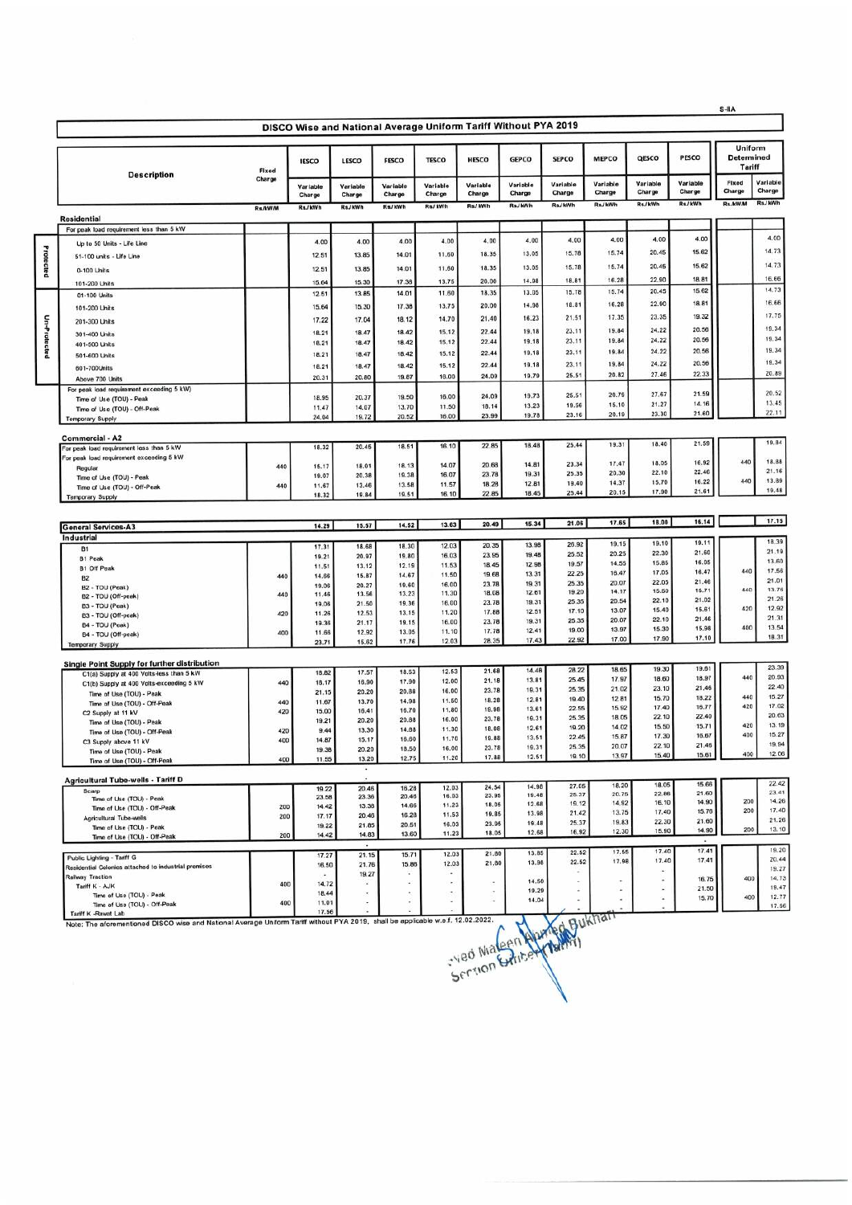S-IIA

# DISCO Wise and National Average Uniform Tariff Without PYA 2019

| Description | Fixed Charge | IESCO | LESCO | FESCO | TESCO | HESCO | GEPCO | SEPCO | MEPCO | QESCO | PESCO | Uniform Determined Tariff | |
|---|---|---|---|---|---|---|---|---|---|---|---|---|---|
| | | Variable Charge | Variable Charge | Variable Charge | Variable Charge | Variable Charge | Variable Charge | Variable Charge | Variable Charge | Variable Charge | Variable Charge | Fixed Charge | Variable Charge |
| | Rs/kW/M | Rs/kWh | Rs/kWh | Rs/kWh | Rs/kWh | Rs/kWh | Rs/kWh | Rs/kWh | Rs/kWh | Rs/kWh | Rs/kWh | Rs/kW/M | Rs/kWh |
| **Residential** | | | | | | | | | | | | | |
| For peak load requirement less than 5 kW | | | | | | | | | | | | | |
| Protected: Up to 50 Units - Life Line | | 4.00 | 4.00 | 4.00 | 4.00 | 4.00 | 4.00 | 4.00 | 4.00 | 4.00 | 4.00 | | 4.00 |
| Protected: 51-100 units - Life Line | | 12.51 | 13.85 | 14.01 | 11.60 | 18.35 | 13.05 | 15.78 | 15.74 | 20.45 | 15.62 | | 14.73 |
| Protected: 0-100 Units | | 12.51 | 13.85 | 14.01 | 11.60 | 18.35 | 13.05 | 15.78 | 15.74 | 20.45 | 15.62 | | 14.73 |
| Protected: 101-200 Units | | 15.64 | 15.30 | 17.38 | 13.75 | 20.00 | 14.98 | 18.81 | 16.28 | 22.90 | 18.81 | | 16.66 |
| Un-Protected: 01-100 Units | | 12.51 | 13.85 | 14.01 | 11.60 | 18.35 | 13.05 | 15.78 | 15.74 | 20.45 | 15.62 | | 14.73 |
| Un-Protected: 101-200 Units | | 15.64 | 15.30 | 17.38 | 13.75 | 20.00 | 14.98 | 18.81 | 16.28 | 22.90 | 18.81 | | 16.66 |
| Un-Protected: 201-300 Units | | 17.22 | 17.04 | 18.12 | 14.70 | 21.40 | 16.23 | 21.51 | 17.35 | 23.35 | 19.32 | | 17.75 |
| Un-Protected: 301-400 Units | | 18.21 | 18.47 | 18.42 | 15.12 | 22.44 | 19.18 | 23.11 | 19.84 | 24.22 | 20.56 | | 19.34 |
| Un-Protected: 401-500 Units | | 18.21 | 18.47 | 18.42 | 15.12 | 22.44 | 19.18 | 23.11 | 19.84 | 24.22 | 20.56 | | 19.34 |
| Un-Protected: 501-600 Units | | 18.21 | 18.47 | 18.42 | 15.12 | 22.44 | 19.18 | 23.11 | 19.84 | 24.22 | 20.56 | | 19.34 |
| Un-Protected: 601-700Units | | 18.21 | 18.47 | 18.42 | 15.12 | 22.44 | 19.18 | 23.11 | 19.84 | 24.22 | 20.56 | | 19.34 |
| Un-Protected: Above 700 Units | | 20.31 | 20.80 | 19.87 | 16.00 | 24.09 | 19.79 | 25.51 | 20.82 | 27.46 | 22.33 | | 20.89 |
| For peak load requirement exceeding 5 kW) | | | | | | | | | | | | | |
| Time of Use (TOU) - Peak | | 18.95 | 20.37 | 19.50 | 16.00 | 24.09 | 19.73 | 25.51 | 20.79 | 27.67 | 21.59 | | 20.52 |
| Time of Use (TOU) - Off-Peak | | 11.47 | 14.07 | 13.70 | 11.50 | 18.14 | 13.23 | 19.56 | 15.10 | 21.27 | 14.16 | | 13.45 |
| Temporary Supply | | 24.04 | 19.72 | 20.52 | 16.00 | 23.99 | 19.78 | 23.16 | 20.19 | 23.30 | 21.60 | | 22.11 |
| **Commercial - A2** | | | | | | | | | | | | | |
| For peak load requirement less than 5 kW | | 18.32 | 20.45 | 18.51 | 16.10 | 22.85 | 18.48 | 25.44 | 19.31 | 18.40 | 21.59 | | 19.84 |
| For peak load requirement exceeding 5 kW | | | | | | | | | | | | | |
| Regular | 440 | 15.17 | 18.01 | 18.13 | 14.07 | 20.68 | 14.81 | 23.34 | 17.47 | 18.05 | 16.92 | 440 | 18.88 |
| Time of Use (TOU) - Peak | | 19.07 | 20.38 | 19.38 | 16.07 | 23.78 | 19.31 | 25.35 | 20.30 | 22.10 | 22.40 | | 21.16 |
| Time of Use (TOU) - Off-Peak | 440 | 11.67 | 13.46 | 13.58 | 11.57 | 18.28 | 12.81 | 19.40 | 14.37 | 15.70 | 16.22 | 440 | 13.89 |
| Temporary Supply | | 18.32 | 19.84 | 19.51 | 16.10 | 22.85 | 18.45 | 25.44 | 20.15 | 17.90 | 21.61 | | 19.48 |
| **General Services-A3** | | 14.29 | 15.57 | 14.52 | 13.63 | 20.49 | 15.34 | 21.06 | 17.65 | 18.00 | 16.14 | | 17.15 |
| **Industrial** | | | | | | | | | | | | | |
| B1 | | 17.31 | 18.68 | 18.30 | 12.03 | 20.35 | 13.98 | 20.92 | 19.15 | 19.10 | 19.11 | | 18.39 |
| B1 Peak | | 19.21 | 20.97 | 19.80 | 16.03 | 23.95 | 19.48 | 25.52 | 20.25 | 22.30 | 21.60 | | 21.19 |
| B1 Off Peak | | 11.51 | 13.12 | 12.19 | 11.53 | 18.45 | 12.98 | 19.57 | 14.55 | 15.85 | 16.06 | | 13.60 |
| B2 | 440 | 14.86 | 15.87 | 14.67 | 11.50 | 19.68 | 13.31 | 22.25 | 16.47 | 17.05 | 16.47 | 440 | 17.56 |
| B2 - TOU (Peak) | | 19.06 | 20.27 | 19.60 | 16.00 | 23.78 | 19.31 | 25.35 | 20.07 | 22.05 | 21.46 | | 21.01 |
| B2 - TOU (Off-peak) | 440 | 11.46 | 13.56 | 13.23 | 11.30 | 18.08 | 12.61 | 19.20 | 14.17 | 15.50 | 15.71 | 440 | 13.76 |
| B3 - TOU (Peak) | | 19.06 | 21.50 | 19.36 | 16.00 | 23.78 | 19.31 | 25.35 | 20.54 | 22.10 | 21.02 | | 21.26 |
| B3 - TOU (Off-peak) | 420 | 11.26 | 12.53 | 13.15 | 11.20 | 17.88 | 12.51 | 17.10 | 13.07 | 15.40 | 15.61 | 420 | 12.92 |
| B4 - TOU (Peak) | | 19.36 | 21.17 | 19.15 | 16.00 | 23.78 | 19.31 | 25.35 | 20.07 | 22.10 | 21.46 | | 21.31 |
| B4 - TOU (Off-peak) | 400 | 11.66 | 12.92 | 13.05 | 11.10 | 17.78 | 12.41 | 19.00 | 13.97 | 15.30 | 15.96 | 400 | 13.54 |
| Temporary Supply | | 23.71 | 15.62 | 17.76 | 12.03 | 28.35 | 17.43 | 22.92 | 17.00 | 17.90 | 17.10 | | 18.31 |
| **Single Point Supply for further distribution** | | | | | | | | | | | | | |
| C1(a) Supply at 400 Volts-less than 5 kW | | 18.82 | 17.57 | 18.53 | 12.53 | 21.68 | 14.48 | 28.22 | 18.65 | 19.30 | 19.61 | | 23.39 |
| C1(b) Supply at 400 Volts-exceeding 5 kW | 440 | 18.17 | 16.90 | 17.90 | 12.00 | 21.18 | 13.81 | 25.45 | 17.97 | 18.60 | 18.97 | 440 | 20.93 |
| Time of Use (TOU) - Peak | | 21.15 | 20.20 | 20.88 | 16.00 | 23.78 | 19.31 | 25.35 | 21.02 | 23.10 | 21.46 | | 22.40 |
| Time of Use (TOU) - Off-Peak | 440 | 11.67 | 13.70 | 14.98 | 11.50 | 18.28 | 12.81 | 19.40 | 12.81 | 15.70 | 18.22 | 440 | 15.27 |
| C2 Supply at 11 kV | 420 | 15.00 | 16.41 | 15.70 | 11.80 | 19.96 | 13.61 | 22.55 | 15.92 | 17.40 | 16.77 | 420 | 17.02 |
| Time of Use (TOU) - Peak | | 19.21 | 20.20 | 20.88 | 16.00 | 23.78 | 19.31 | 25.35 | 18.05 | 22.10 | 22.40 | | 20.63 |
| Time of Use (TOU) - Off-Peak | 420 | 9.44 | 13.30 | 14.88 | 11.30 | 18.08 | 12.61 | 19.20 | 14.02 | 15.50 | 15.71 | 420 | 13.19 |
| C3 Supply above 11 kV | 400 | 14.87 | 15.17 | 16.60 | 11.70 | 19.88 | 13.51 | 22.45 | 15.87 | 17.30 | 16.67 | 400 | 15.27 |
| Time of Use (TOU) - Peak | | 19.38 | 20.20 | 18.50 | 16.00 | 23.78 | 19.31 | 25.35 | 20.07 | 22.10 | 21.46 | | 19.94 |
| Time of Use (TOU) - Off-Peak | 400 | 11.55 | 13.20 | 12.75 | 11.20 | 17.88 | 12.61 | 19.10 | 13.97 | 15.40 | 15.61 | 400 | 12.06 |
| **Agricultural Tube-wells - Tariff D** | | | | | | | | | | | | | |
| Scarp | | 19.22 | 20.46 | 16.28 | 12.03 | 24.54 | 14.96 | 27.05 | 18.20 | 18.05 | 15.66 | | 22.42 |
| Time of Use (TOU) - Peak | | 23.58 | 23.36 | 20.46 | 16.03 | 23.95 | 19.48 | 25.37 | 20.75 | 22.86 | 21.60 | | 23.41 |
| Time of Use (TOU) - Off-Peak | 200 | 14.42 | 13.38 | 14.66 | 11.23 | 18.05 | 12.68 | 19.12 | 14.92 | 16.10 | 14.90 | 200 | 14.26 |
| Agricultural Tube-wells | 200 | 17.17 | 20.46 | 16.28 | 11.53 | 19.85 | 13.98 | 21.42 | 13.75 | 17.40 | 15.78 | 200 | 17.40 |
| Time of Use (TOU) - Peak | | 19.22 | 21.85 | 20.51 | 16.03 | 23.95 | 19.48 | 25.37 | 19.83 | 22.30 | 21.60 | | 21.26 |
| Time of Use (TOU) - Off-Peak | 200 | 14.42 | 14.83 | 13.60 | 11.23 | 18.05 | 12.68 | 16.92 | 12.30 | 15.90 | 14.90 | 200 | 13.10 |
| Public Lighting - Tariff G | | 17.27 | 21.15 | 15.71 | 12.03 | 21.80 | 13.85 | 22.52 | 17.55 | 17.40 | 17.41 | | 19.20 |
| Residential Colonies attached to industrial premises | | 16.50 | 21.76 | 15.86 | 12.03 | 21.80 | 13.98 | 22.52 | 17.98 | 17.40 | 17.41 | | 20.44 |
| Railway Traction | | - | 19.27 | - | - | | | | | - | | | 19.27 |
| Tariff K - AJK | 400 | 14.72 | - | - | - | - | 14.50 | - | - | - | 16.75 | 400 | 14.73 |
| Time of Use (TOU) - Peak | | 18.44 | - | - | - | | 19.29 | - | | - | 21.50 | | 19.47 |
| Time of Use (TOU) - Off-Peak | 400 | 11.01 | - | - | - | - | 14.04 | - | - | - | 15.70 | 400 | 12.77 |
| Tariff K -Rawat Lab | | 17.56 | - | - | - | - | - | - | - | - | - | | 17.56 |

Note: The aforementioned DISCO wise and National Average Uniform Tariff without PYA 2019, shall be applicable w.e.f. 12.02.2022.

Syed Mateen Ahmed Bukhari
Section Officer (Tariff)